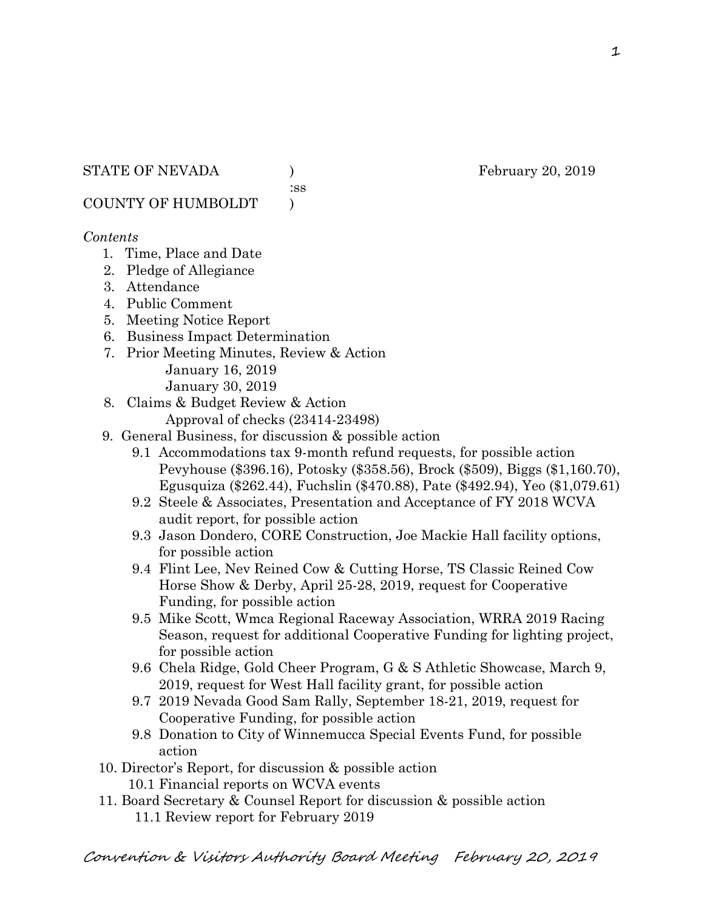STATE OF NEVADA ) February 20, 2019
:ss
COUNTY OF HUMBOLDT )

*Contents*

1. Time, Place and Date
2. Pledge of Allegiance
3. Attendance
4. Public Comment
5. Meeting Notice Report
6. Business Impact Determination
7. Prior Meeting Minutes, Review & Action
   January 16, 2019
   January 30, 2019
8. Claims & Budget Review & Action
   Approval of checks (23414-23498)
9. General Business, for discussion & possible action
   - 9.1 Accommodations tax 9-month refund requests, for possible action Pevyhouse ($396.16), Potosky ($358.56), Brock ($509), Biggs ($1,160.70), Egusquiza ($262.44), Fuchslin ($470.88), Pate ($492.94), Yeo ($1,079.61)
   - 9.2 Steele & Associates, Presentation and Acceptance of FY 2018 WCVA audit report, for possible action
   - 9.3 Jason Dondero, CORE Construction, Joe Mackie Hall facility options, for possible action
   - 9.4 Flint Lee, Nev Reined Cow & Cutting Horse, TS Classic Reined Cow Horse Show & Derby, April 25-28, 2019, request for Cooperative Funding, for possible action
   - 9.5 Mike Scott, Wmca Regional Raceway Association, WRRA 2019 Racing Season, request for additional Cooperative Funding for lighting project, for possible action
   - 9.6 Chela Ridge, Gold Cheer Program, G & S Athletic Showcase, March 9, 2019, request for West Hall facility grant, for possible action
   - 9.7 2019 Nevada Good Sam Rally, September 18-21, 2019, request for Cooperative Funding, for possible action
   - 9.8 Donation to City of Winnemucca Special Events Fund, for possible action
10. Director's Report, for discussion & possible action
    - 10.1 Financial reports on WCVA events
11. Board Secretary & Counsel Report for discussion & possible action
    - 11.1 Review report for February 2019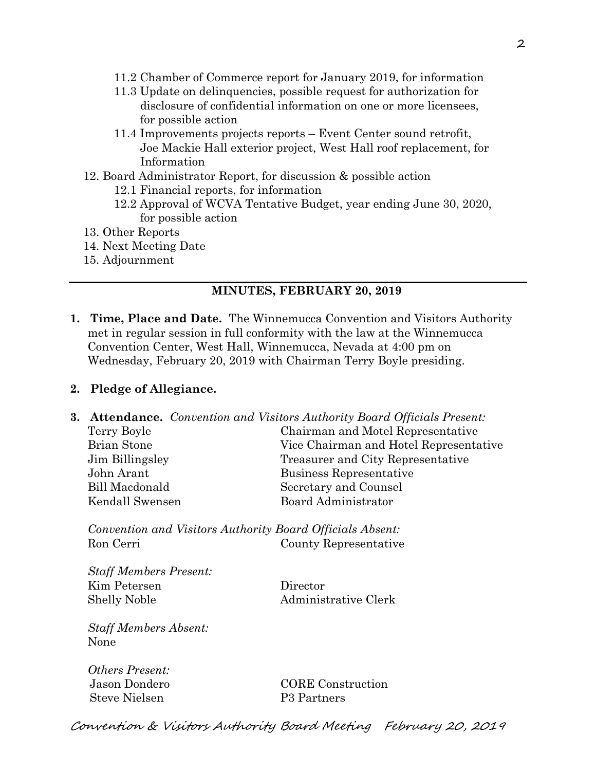- 11.2 Chamber of Commerce report for January 2019, for information
- 11.3 Update on delinquencies, possible request for authorization for disclosure of confidential information on one or more licensees, for possible action
- 11.4 Improvements projects reports – Event Center sound retrofit, Joe Mackie Hall exterior project, West Hall roof replacement, for Information

12. Board Administrator Report, for discussion & possible action
    - 12.1 Financial reports, for information
    - 12.2 Approval of WCVA Tentative Budget, year ending June 30, 2020, for possible action
13. Other Reports
14. Next Meeting Date
15. Adjournment

---

## MINUTES, FEBRUARY 20, 2019

**1. Time, Place and Date.** The Winnemucca Convention and Visitors Authority met in regular session in full conformity with the law at the Winnemucca Convention Center, West Hall, Winnemucca, Nevada at 4:00 pm on Wednesday, February 20, 2019 with Chairman Terry Boyle presiding.

**2. Pledge of Allegiance.**

**3. Attendance.** *Convention and Visitors Authority Board Officials Present:*

| | |
|---|---|
| Terry Boyle | Chairman and Motel Representative |
| Brian Stone | Vice Chairman and Hotel Representative |
| Jim Billingsley | Treasurer and City Representative |
| John Arant | Business Representative |
| Bill Macdonald | Secretary and Counsel |
| Kendall Swensen | Board Administrator |

*Convention and Visitors Authority Board Officials Absent:*

| | |
|---|---|
| Ron Cerri | County Representative |

*Staff Members Present:*

| | |
|---|---|
| Kim Petersen | Director |
| Shelly Noble | Administrative Clerk |

*Staff Members Absent:*
None

*Others Present:*

| | |
|---|---|
| Jason Dondero | CORE Construction |
| Steve Nielsen | P3 Partners |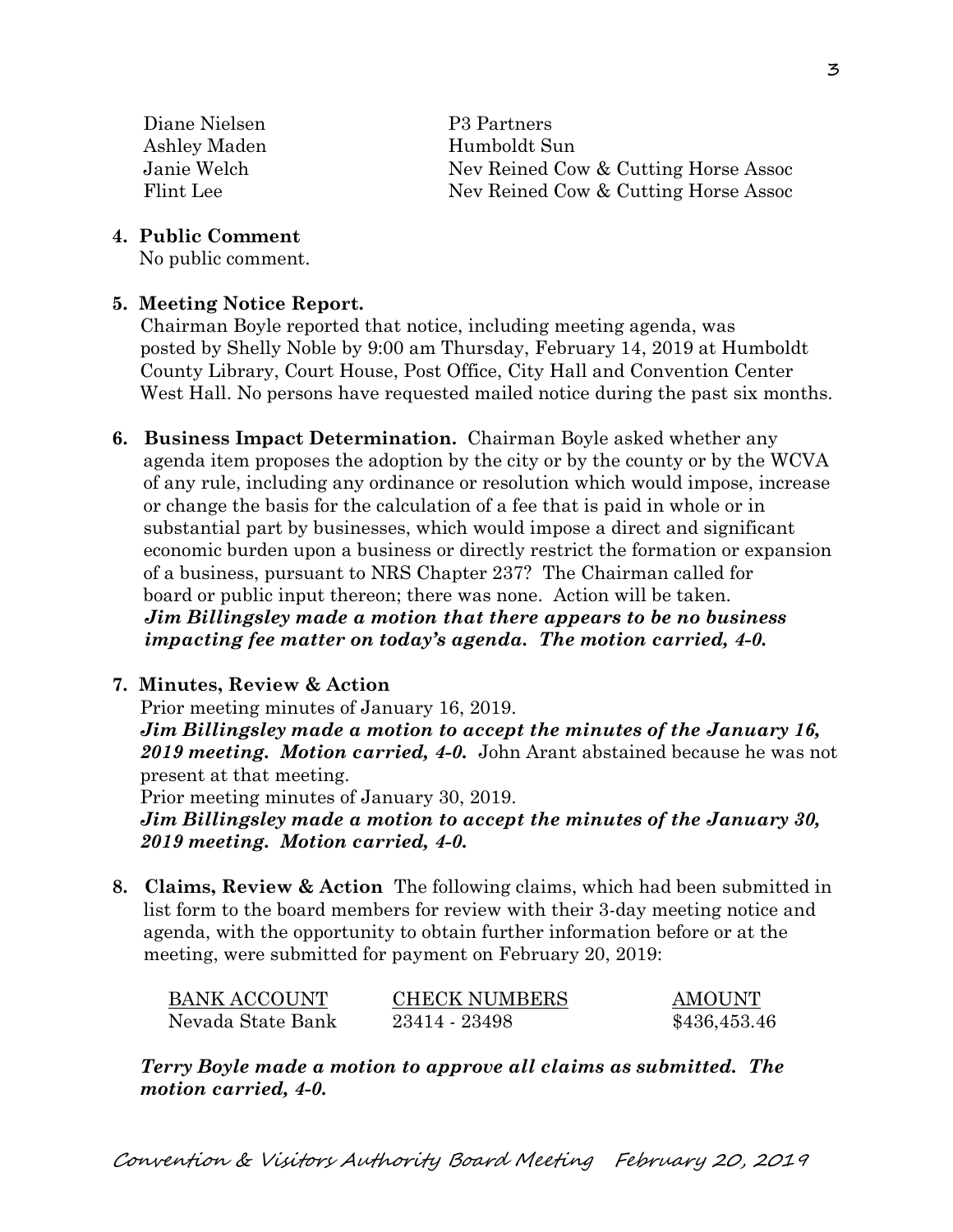| | |
|---|---|
| Diane Nielsen | P3 Partners |
| Ashley Maden | Humboldt Sun |
| Janie Welch | Nev Reined Cow & Cutting Horse Assoc |
| Flint Lee | Nev Reined Cow & Cutting Horse Assoc |

**4. Public Comment**
No public comment.

**5. Meeting Notice Report.**
Chairman Boyle reported that notice, including meeting agenda, was posted by Shelly Noble by 9:00 am Thursday, February 14, 2019 at Humboldt County Library, Court House, Post Office, City Hall and Convention Center West Hall. No persons have requested mailed notice during the past six months.

**6. Business Impact Determination.** Chairman Boyle asked whether any agenda item proposes the adoption by the city or by the county or by the WCVA of any rule, including any ordinance or resolution which would impose, increase or change the basis for the calculation of a fee that is paid in whole or in substantial part by businesses, which would impose a direct and significant economic burden upon a business or directly restrict the formation or expansion of a business, pursuant to NRS Chapter 237? The Chairman called for board or public input thereon; there was none. Action will be taken.
***Jim Billingsley made a motion that there appears to be no business impacting fee matter on today's agenda. The motion carried, 4-0.***

**7. Minutes, Review & Action**
Prior meeting minutes of January 16, 2019.
***Jim Billingsley made a motion to accept the minutes of the January 16, 2019 meeting. Motion carried, 4-0.*** John Arant abstained because he was not present at that meeting.
Prior meeting minutes of January 30, 2019.
***Jim Billingsley made a motion to accept the minutes of the January 30, 2019 meeting. Motion carried, 4-0.***

**8. Claims, Review & Action** The following claims, which had been submitted in list form to the board members for review with their 3-day meeting notice and agenda, with the opportunity to obtain further information before or at the meeting, were submitted for payment on February 20, 2019:

| BANK ACCOUNT | CHECK NUMBERS | AMOUNT |
|---|---|---|
| Nevada State Bank | 23414 - 23498 | $436,453.46 |

***Terry Boyle made a motion to approve all claims as submitted. The motion carried, 4-0.***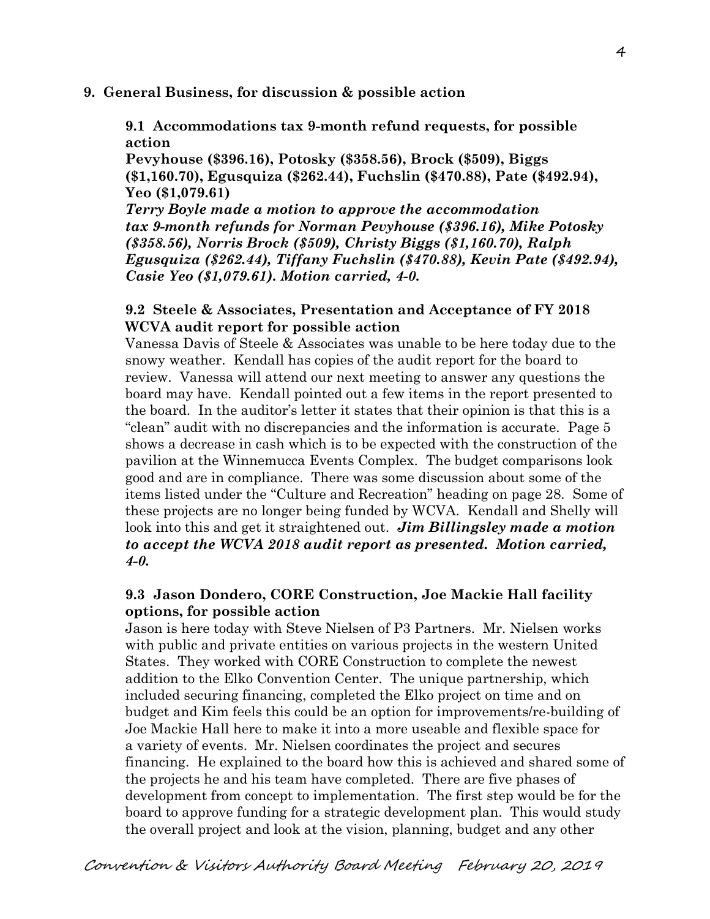## 9. General Business, for discussion & possible action

### 9.1 Accommodations tax 9-month refund requests, for possible action

**Pevyhouse ($396.16), Potosky ($358.56), Brock ($509), Biggs ($1,160.70), Egusquiza ($262.44), Fuchslin ($470.88), Pate ($492.94), Yeo ($1,079.61)**

***Terry Boyle made a motion to approve the accommodation tax 9-month refunds for Norman Pevyhouse ($396.16), Mike Potosky ($358.56), Norris Brock ($509), Christy Biggs ($1,160.70), Ralph Egusquiza ($262.44), Tiffany Fuchslin ($470.88), Kevin Pate ($492.94), Casie Yeo ($1,079.61). Motion carried, 4-0.***

### 9.2 Steele & Associates, Presentation and Acceptance of FY 2018 WCVA audit report for possible action

Vanessa Davis of Steele & Associates was unable to be here today due to the snowy weather. Kendall has copies of the audit report for the board to review. Vanessa will attend our next meeting to answer any questions the board may have. Kendall pointed out a few items in the report presented to the board. In the auditor's letter it states that their opinion is that this is a "clean" audit with no discrepancies and the information is accurate. Page 5 shows a decrease in cash which is to be expected with the construction of the pavilion at the Winnemucca Events Complex. The budget comparisons look good and are in compliance. There was some discussion about some of the items listed under the "Culture and Recreation" heading on page 28. Some of these projects are no longer being funded by WCVA. Kendall and Shelly will look into this and get it straightened out. ***Jim Billingsley made a motion to accept the WCVA 2018 audit report as presented. Motion carried, 4-0.***

### 9.3 Jason Dondero, CORE Construction, Joe Mackie Hall facility options, for possible action

Jason is here today with Steve Nielsen of P3 Partners. Mr. Nielsen works with public and private entities on various projects in the western United States. They worked with CORE Construction to complete the newest addition to the Elko Convention Center. The unique partnership, which included securing financing, completed the Elko project on time and on budget and Kim feels this could be an option for improvements/re-building of Joe Mackie Hall here to make it into a more useable and flexible space for a variety of events. Mr. Nielsen coordinates the project and secures financing. He explained to the board how this is achieved and shared some of the projects he and his team have completed. There are five phases of development from concept to implementation. The first step would be for the board to approve funding for a strategic development plan. This would study the overall project and look at the vision, planning, budget and any other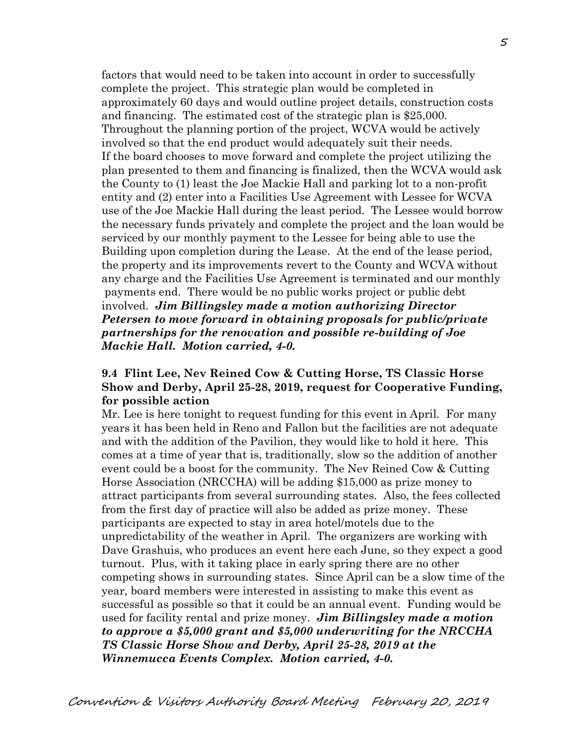factors that would need to be taken into account in order to successfully complete the project. This strategic plan would be completed in approximately 60 days and would outline project details, construction costs and financing. The estimated cost of the strategic plan is $25,000. Throughout the planning portion of the project, WCVA would be actively involved so that the end product would adequately suit their needs. If the board chooses to move forward and complete the project utilizing the plan presented to them and financing is finalized, then the WCVA would ask the County to (1) least the Joe Mackie Hall and parking lot to a non-profit entity and (2) enter into a Facilities Use Agreement with Lessee for WCVA use of the Joe Mackie Hall during the least period. The Lessee would borrow the necessary funds privately and complete the project and the loan would be serviced by our monthly payment to the Lessee for being able to use the Building upon completion during the Lease. At the end of the lease period, the property and its improvements revert to the County and WCVA without any charge and the Facilities Use Agreement is terminated and our monthly payments end. There would be no public works project or public debt involved. ***Jim Billingsley made a motion authorizing Director Petersen to move forward in obtaining proposals for public/private partnerships for the renovation and possible re-building of Joe Mackie Hall. Motion carried, 4-0.***

**9.4 Flint Lee, Nev Reined Cow & Cutting Horse, TS Classic Horse Show and Derby, April 25-28, 2019, request for Cooperative Funding, for possible action**

Mr. Lee is here tonight to request funding for this event in April. For many years it has been held in Reno and Fallon but the facilities are not adequate and with the addition of the Pavilion, they would like to hold it here. This comes at a time of year that is, traditionally, slow so the addition of another event could be a boost for the community. The Nev Reined Cow & Cutting Horse Association (NRCCHA) will be adding $15,000 as prize money to attract participants from several surrounding states. Also, the fees collected from the first day of practice will also be added as prize money. These participants are expected to stay in area hotel/motels due to the unpredictability of the weather in April. The organizers are working with Dave Grashuis, who produces an event here each June, so they expect a good turnout. Plus, with it taking place in early spring there are no other competing shows in surrounding states. Since April can be a slow time of the year, board members were interested in assisting to make this event as successful as possible so that it could be an annual event. Funding would be used for facility rental and prize money. ***Jim Billingsley made a motion to approve a $5,000 grant and $5,000 underwriting for the NRCCHA TS Classic Horse Show and Derby, April 25-28, 2019 at the Winnemucca Events Complex. Motion carried, 4-0.***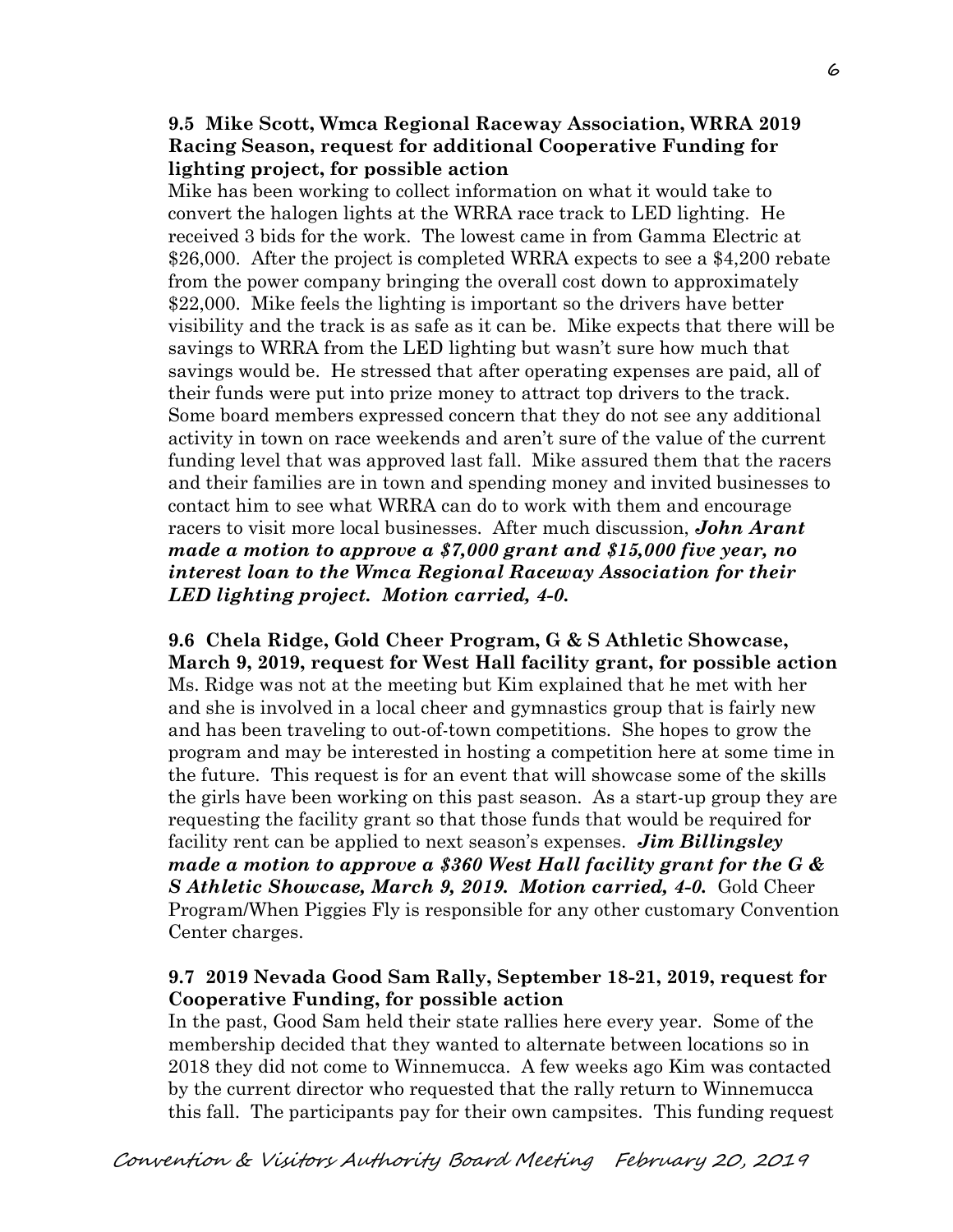**9.5 Mike Scott, Wmca Regional Raceway Association, WRRA 2019 Racing Season, request for additional Cooperative Funding for lighting project, for possible action**

Mike has been working to collect information on what it would take to convert the halogen lights at the WRRA race track to LED lighting. He received 3 bids for the work. The lowest came in from Gamma Electric at $26,000. After the project is completed WRRA expects to see a $4,200 rebate from the power company bringing the overall cost down to approximately $22,000. Mike feels the lighting is important so the drivers have better visibility and the track is as safe as it can be. Mike expects that there will be savings to WRRA from the LED lighting but wasn't sure how much that savings would be. He stressed that after operating expenses are paid, all of their funds were put into prize money to attract top drivers to the track. Some board members expressed concern that they do not see any additional activity in town on race weekends and aren't sure of the value of the current funding level that was approved last fall. Mike assured them that the racers and their families are in town and spending money and invited businesses to contact him to see what WRRA can do to work with them and encourage racers to visit more local businesses. After much discussion, ***John Arant made a motion to approve a $7,000 grant and $15,000 five year, no interest loan to the Wmca Regional Raceway Association for their LED lighting project. Motion carried, 4-0.***

**9.6 Chela Ridge, Gold Cheer Program, G & S Athletic Showcase, March 9, 2019, request for West Hall facility grant, for possible action**

Ms. Ridge was not at the meeting but Kim explained that he met with her and she is involved in a local cheer and gymnastics group that is fairly new and has been traveling to out-of-town competitions. She hopes to grow the program and may be interested in hosting a competition here at some time in the future. This request is for an event that will showcase some of the skills the girls have been working on this past season. As a start-up group they are requesting the facility grant so that those funds that would be required for facility rent can be applied to next season's expenses. ***Jim Billingsley made a motion to approve a $360 West Hall facility grant for the G & S Athletic Showcase, March 9, 2019. Motion carried, 4-0.*** Gold Cheer Program/When Piggies Fly is responsible for any other customary Convention Center charges.

**9.7 2019 Nevada Good Sam Rally, September 18-21, 2019, request for Cooperative Funding, for possible action**

In the past, Good Sam held their state rallies here every year. Some of the membership decided that they wanted to alternate between locations so in 2018 they did not come to Winnemucca. A few weeks ago Kim was contacted by the current director who requested that the rally return to Winnemucca this fall. The participants pay for their own campsites. This funding request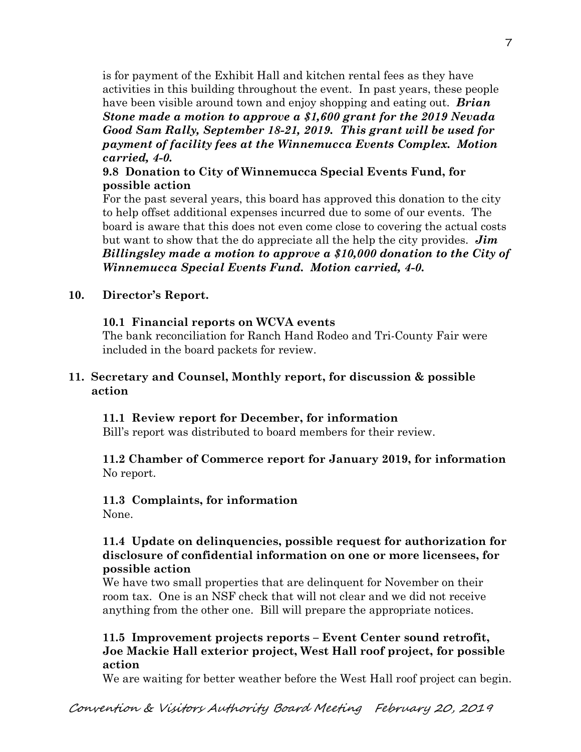is for payment of the Exhibit Hall and kitchen rental fees as they have activities in this building throughout the event. In past years, these people have been visible around town and enjoy shopping and eating out. ***Brian Stone made a motion to approve a $1,600 grant for the 2019 Nevada Good Sam Rally, September 18-21, 2019. This grant will be used for payment of facility fees at the Winnemucca Events Complex. Motion carried, 4-0.***

**9.8 Donation to City of Winnemucca Special Events Fund, for possible action**

For the past several years, this board has approved this donation to the city to help offset additional expenses incurred due to some of our events. The board is aware that this does not even come close to covering the actual costs but want to show that the do appreciate all the help the city provides. ***Jim Billingsley made a motion to approve a $10,000 donation to the City of Winnemucca Special Events Fund. Motion carried, 4-0.***

**10. Director's Report.**

**10.1 Financial reports on WCVA events**

The bank reconciliation for Ranch Hand Rodeo and Tri-County Fair were included in the board packets for review.

**11. Secretary and Counsel, Monthly report, for discussion & possible action**

**11.1 Review report for December, for information**

Bill's report was distributed to board members for their review.

**11.2 Chamber of Commerce report for January 2019, for information**

No report.

**11.3 Complaints, for information**

None.

**11.4 Update on delinquencies, possible request for authorization for disclosure of confidential information on one or more licensees, for possible action**

We have two small properties that are delinquent for November on their room tax. One is an NSF check that will not clear and we did not receive anything from the other one. Bill will prepare the appropriate notices.

**11.5 Improvement projects reports – Event Center sound retrofit, Joe Mackie Hall exterior project, West Hall roof project, for possible action**

We are waiting for better weather before the West Hall roof project can begin.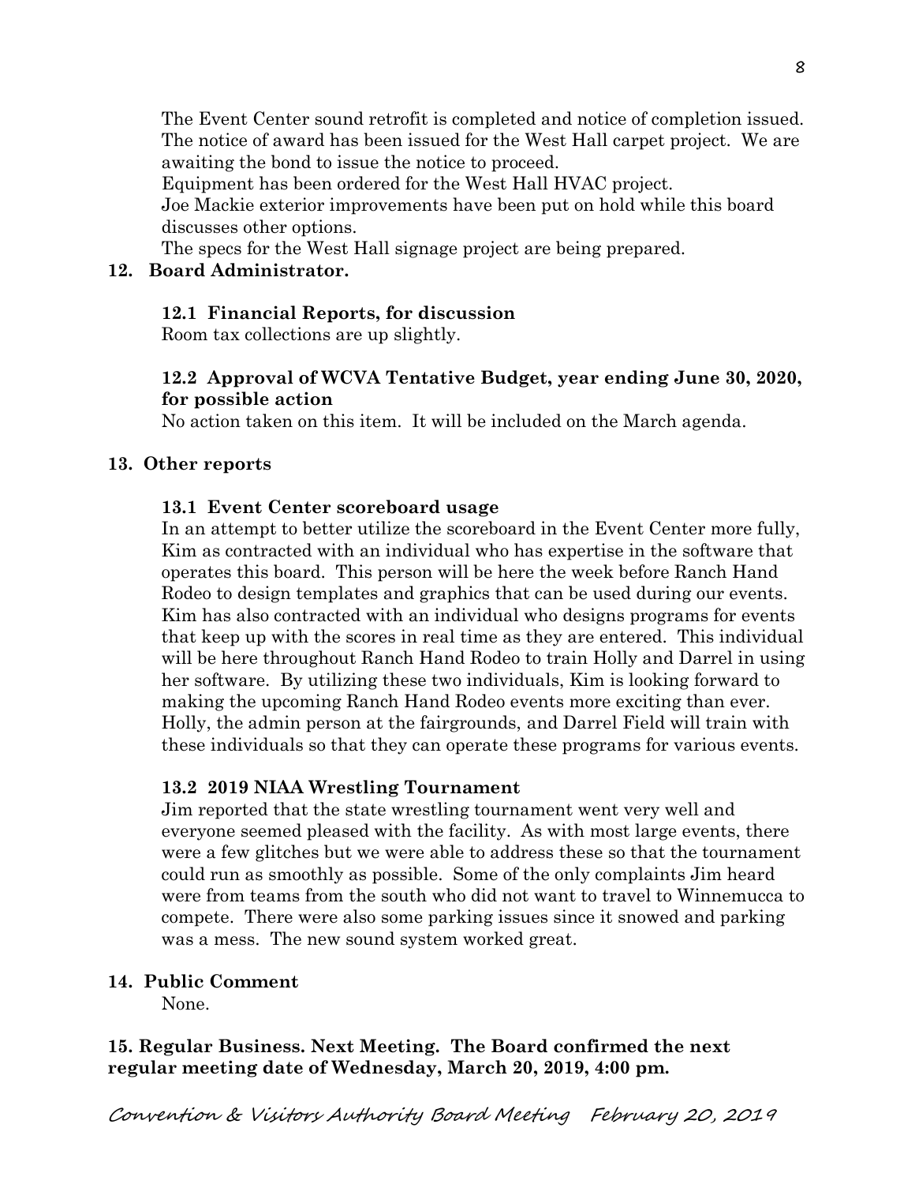The Event Center sound retrofit is completed and notice of completion issued. The notice of award has been issued for the West Hall carpet project. We are awaiting the bond to issue the notice to proceed.

Equipment has been ordered for the West Hall HVAC project.

Joe Mackie exterior improvements have been put on hold while this board discusses other options.

The specs for the West Hall signage project are being prepared.

**12. Board Administrator.**

**12.1 Financial Reports, for discussion**

Room tax collections are up slightly.

**12.2 Approval of WCVA Tentative Budget, year ending June 30, 2020, for possible action**

No action taken on this item. It will be included on the March agenda.

**13. Other reports**

**13.1 Event Center scoreboard usage**

In an attempt to better utilize the scoreboard in the Event Center more fully, Kim as contracted with an individual who has expertise in the software that operates this board. This person will be here the week before Ranch Hand Rodeo to design templates and graphics that can be used during our events. Kim has also contracted with an individual who designs programs for events that keep up with the scores in real time as they are entered. This individual will be here throughout Ranch Hand Rodeo to train Holly and Darrel in using her software. By utilizing these two individuals, Kim is looking forward to making the upcoming Ranch Hand Rodeo events more exciting than ever. Holly, the admin person at the fairgrounds, and Darrel Field will train with these individuals so that they can operate these programs for various events.

**13.2 2019 NIAA Wrestling Tournament**

Jim reported that the state wrestling tournament went very well and everyone seemed pleased with the facility. As with most large events, there were a few glitches but we were able to address these so that the tournament could run as smoothly as possible. Some of the only complaints Jim heard were from teams from the south who did not want to travel to Winnemucca to compete. There were also some parking issues since it snowed and parking was a mess. The new sound system worked great.

**14. Public Comment**

None.

**15. Regular Business. Next Meeting. The Board confirmed the next regular meeting date of Wednesday, March 20, 2019, 4:00 pm.**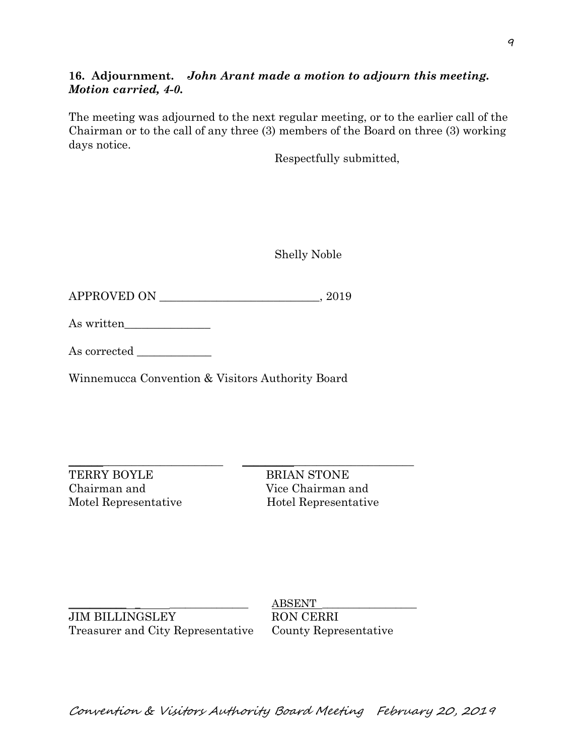**16. Adjournment.** ***John Arant made a motion to adjourn this meeting. Motion carried, 4-0.***

The meeting was adjourned to the next regular meeting, or to the earlier call of the Chairman or to the call of any three (3) members of the Board on three (3) working days notice.

Respectfully submitted,

Shelly Noble

APPROVED ON ___________________________, 2019

As written_______________

As corrected _____________

Winnemucca Convention & Visitors Authority Board

_____________________________ _____________________________
TERRY BOYLE — Chairman and Motel Representative
BRIAN STONE — Vice Chairman and Hotel Representative

_____________________________ ABSENT _________________
JIM BILLINGSLEY — Treasurer and City Representative
RON CERRI — County Representative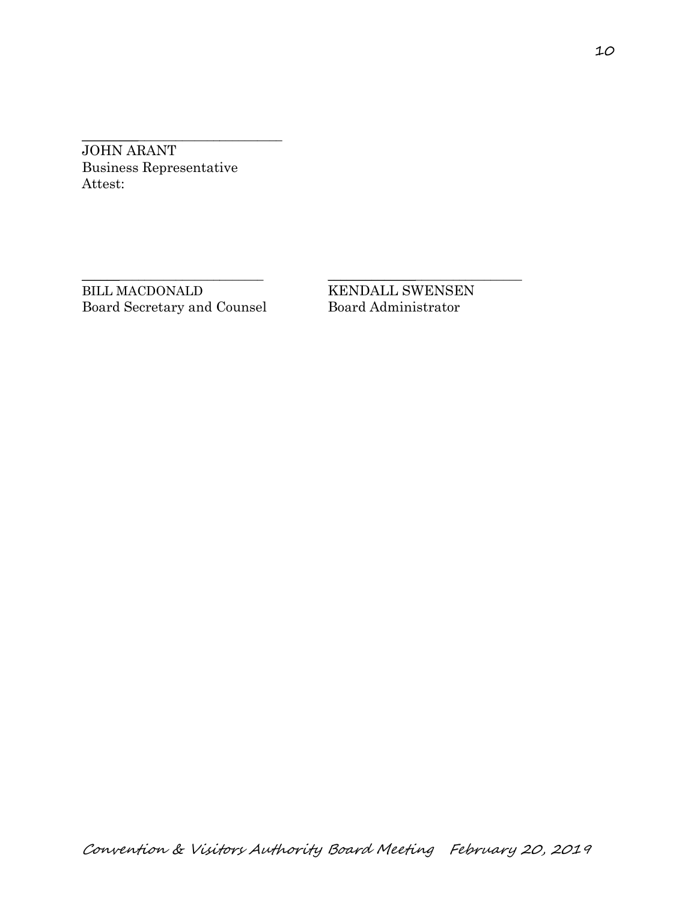\_\_\_\_\_\_\_\_\_\_\_\_\_\_\_\_\_\_\_\_\_\_\_\_\_\_\_\_\_

JOHN ARANT
Business Representative
Attest:

\_\_\_\_\_\_\_\_\_\_\_\_\_\_\_\_\_\_\_\_\_\_\_\_\_\_\_\_\_

BILL MACDONALD
Board Secretary and Counsel

\_\_\_\_\_\_\_\_\_\_\_\_\_\_\_\_\_\_\_\_\_\_\_\_\_\_\_\_\_

KENDALL SWENSEN
Board Administrator